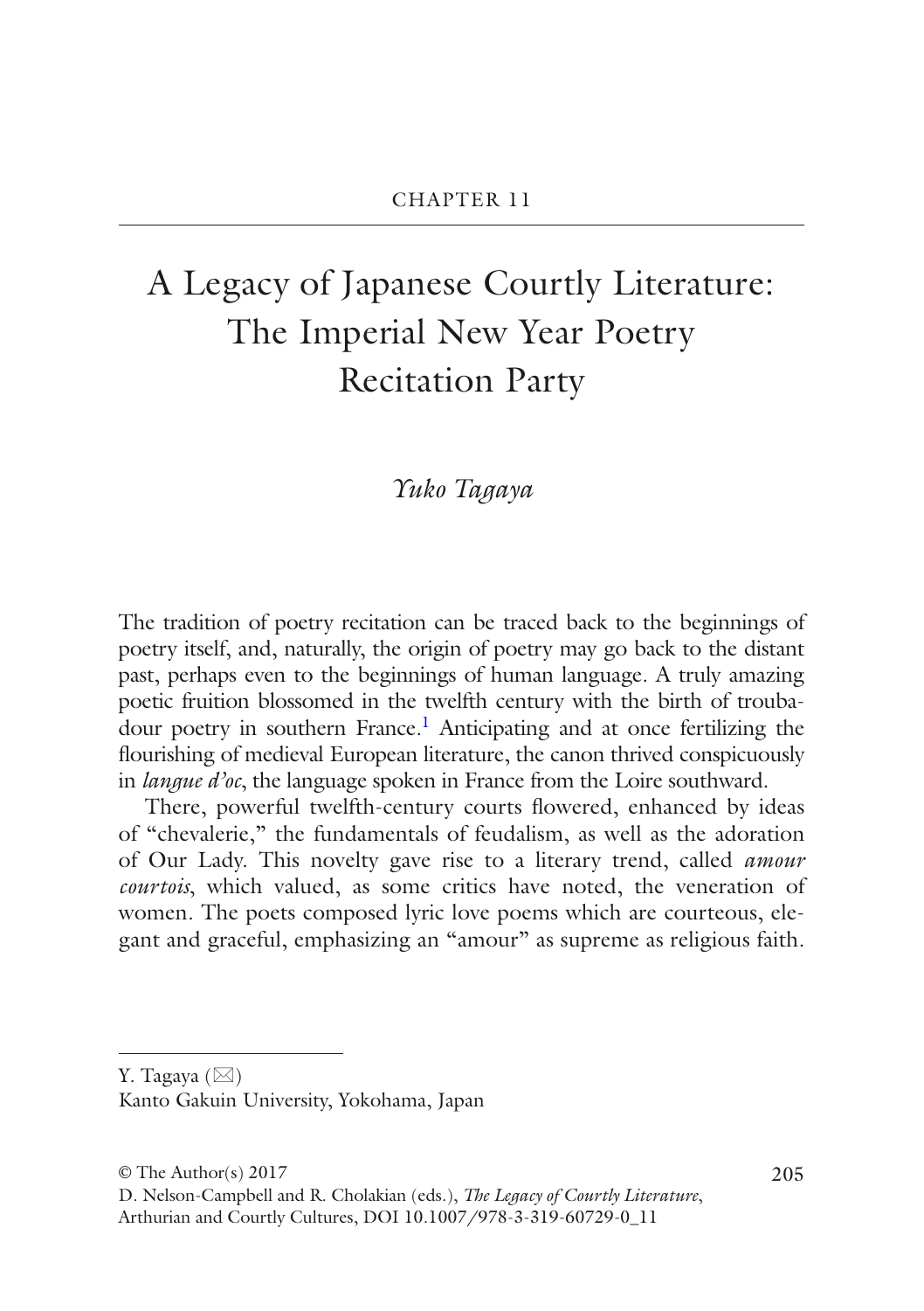CHAPTER 11

# A Legacy of Japanese Courtly Literature: The Imperial New Year Poetry Recitation Party

*Yuko Tagaya*

The tradition of poetry recitation can be traced back to the beginnings of poetry itself, and, naturally, the origin of poetry may go back to the distant past, perhaps even to the beginnings of human language. A truly amazing poetic fruition blossomed in the twelfth century with the birth of troubadour poetry in southern France.[1] Anticipating and at once fertilizing the flourishing of medieval European literature, the canon thrived conspicuously in *langue d'oc*, the language spoken in France from the Loire southward.

There, powerful twelfth-century courts flowered, enhanced by ideas of "chevalerie," the fundamentals of feudalism, as well as the adoration of Our Lady. This novelty gave rise to a literary trend, called *amour courtois*, which valued, as some critics have noted, the veneration of women. The poets composed lyric love poems which are courteous, elegant and graceful, emphasizing an "amour" as supreme as religious faith.

---

Y. Tagaya (✉)
Kanto Gakuin University, Yokohama, Japan

© The Author(s) 2017
D. Nelson-Campbell and R. Cholakian (eds.), *The Legacy of Courtly Literature*, Arthurian and Courtly Cultures, DOI 10.1007/978-3-319-60729-0_11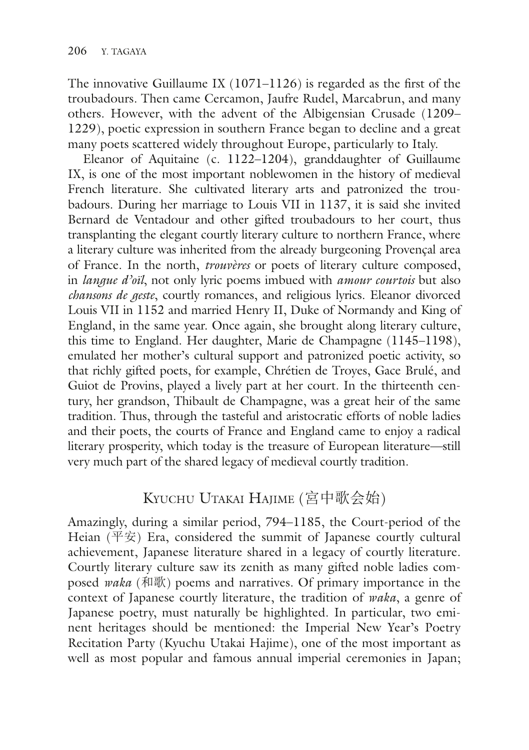The innovative Guillaume IX (1071–1126) is regarded as the first of the troubadours. Then came Cercamon, Jaufre Rudel, Marcabrun, and many others. However, with the advent of the Albigensian Crusade (1209–1229), poetic expression in southern France began to decline and a great many poets scattered widely throughout Europe, particularly to Italy.

Eleanor of Aquitaine (c. 1122–1204), granddaughter of Guillaume IX, is one of the most important noblewomen in the history of medieval French literature. She cultivated literary arts and patronized the troubadours. During her marriage to Louis VII in 1137, it is said she invited Bernard de Ventadour and other gifted troubadours to her court, thus transplanting the elegant courtly literary culture to northern France, where a literary culture was inherited from the already burgeoning Provençal area of France. In the north, *trouvères* or poets of literary culture composed, in *langue d'oïl*, not only lyric poems imbued with *amour courtois* but also *chansons de geste*, courtly romances, and religious lyrics. Eleanor divorced Louis VII in 1152 and married Henry II, Duke of Normandy and King of England, in the same year. Once again, she brought along literary culture, this time to England. Her daughter, Marie de Champagne (1145–1198), emulated her mother's cultural support and patronized poetic activity, so that richly gifted poets, for example, Chrétien de Troyes, Gace Brulé, and Guiot de Provins, played a lively part at her court. In the thirteenth century, her grandson, Thibault de Champagne, was a great heir of the same tradition. Thus, through the tasteful and aristocratic efforts of noble ladies and their poets, the courts of France and England came to enjoy a radical literary prosperity, which today is the treasure of European literature—still very much part of the shared legacy of medieval courtly tradition.

## Kyuchu Utakai Hajime (宮中歌会始)

Amazingly, during a similar period, 794–1185, the Court-period of the Heian (平安) Era, considered the summit of Japanese courtly cultural achievement, Japanese literature shared in a legacy of courtly literature. Courtly literary culture saw its zenith as many gifted noble ladies composed *waka* (和歌) poems and narratives. Of primary importance in the context of Japanese courtly literature, the tradition of *waka*, a genre of Japanese poetry, must naturally be highlighted. In particular, two eminent heritages should be mentioned: the Imperial New Year's Poetry Recitation Party (Kyuchu Utakai Hajime), one of the most important as well as most popular and famous annual imperial ceremonies in Japan;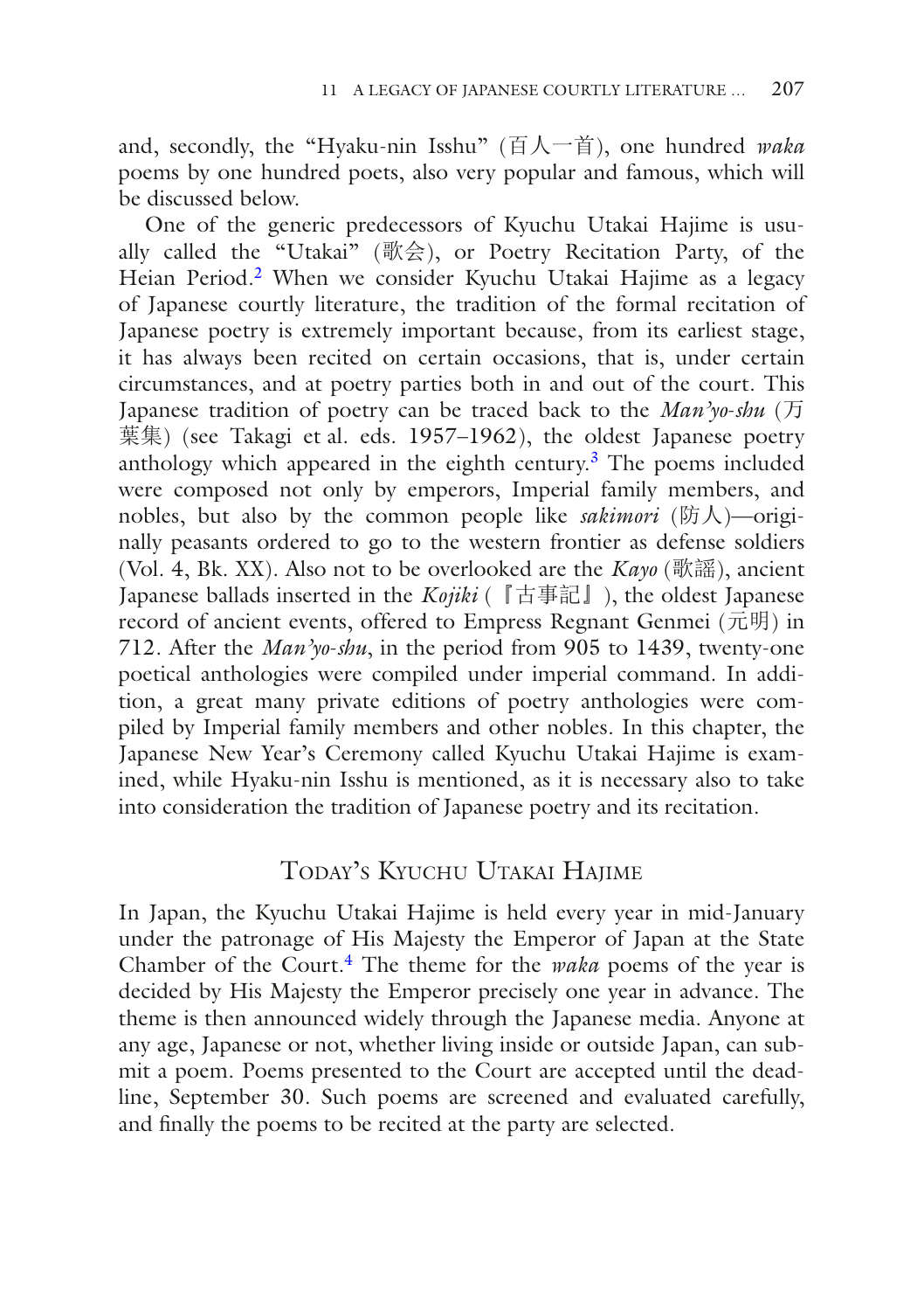and, secondly, the "Hyaku-nin Isshu" (百人一首), one hundred *waka* poems by one hundred poets, also very popular and famous, which will be discussed below.

One of the generic predecessors of Kyuchu Utakai Hajime is usually called the "Utakai" (歌会), or Poetry Recitation Party, of the Heian Period.[2] When we consider Kyuchu Utakai Hajime as a legacy of Japanese courtly literature, the tradition of the formal recitation of Japanese poetry is extremely important because, from its earliest stage, it has always been recited on certain occasions, that is, under certain circumstances, and at poetry parties both in and out of the court. This Japanese tradition of poetry can be traced back to the *Man'yo-shu* (万葉集) (see Takagi et al. eds. 1957–1962), the oldest Japanese poetry anthology which appeared in the eighth century.[3] The poems included were composed not only by emperors, Imperial family members, and nobles, but also by the common people like *sakimori* (防人)—originally peasants ordered to go to the western frontier as defense soldiers (Vol. 4, Bk. XX). Also not to be overlooked are the *Kayo* (歌謡), ancient Japanese ballads inserted in the *Kojiki* (『古事記』), the oldest Japanese record of ancient events, offered to Empress Regnant Genmei (元明) in 712. After the *Man'yo-shu*, in the period from 905 to 1439, twenty-one poetical anthologies were compiled under imperial command. In addition, a great many private editions of poetry anthologies were compiled by Imperial family members and other nobles. In this chapter, the Japanese New Year's Ceremony called Kyuchu Utakai Hajime is examined, while Hyaku-nin Isshu is mentioned, as it is necessary also to take into consideration the tradition of Japanese poetry and its recitation.

## Today's Kyuchu Utakai Hajime

In Japan, the Kyuchu Utakai Hajime is held every year in mid-January under the patronage of His Majesty the Emperor of Japan at the State Chamber of the Court.[4] The theme for the *waka* poems of the year is decided by His Majesty the Emperor precisely one year in advance. The theme is then announced widely through the Japanese media. Anyone at any age, Japanese or not, whether living inside or outside Japan, can submit a poem. Poems presented to the Court are accepted until the deadline, September 30. Such poems are screened and evaluated carefully, and finally the poems to be recited at the party are selected.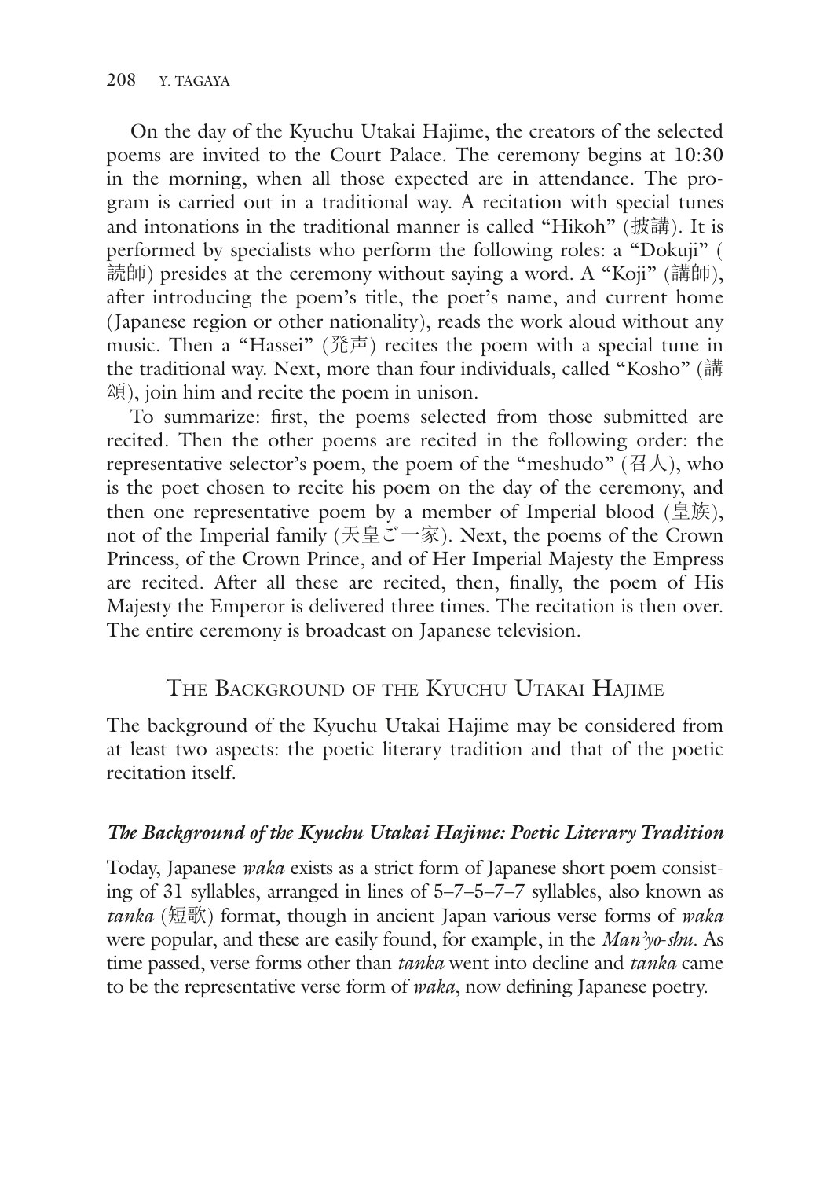On the day of the Kyuchu Utakai Hajime, the creators of the selected poems are invited to the Court Palace. The ceremony begins at 10:30 in the morning, when all those expected are in attendance. The program is carried out in a traditional way. A recitation with special tunes and intonations in the traditional manner is called "Hikoh" (披講). It is performed by specialists who perform the following roles: a "Dokuji" (読師) presides at the ceremony without saying a word. A "Koji" (講師), after introducing the poem's title, the poet's name, and current home (Japanese region or other nationality), reads the work aloud without any music. Then a "Hassei" (発声) recites the poem with a special tune in the traditional way. Next, more than four individuals, called "Kosho" (講頌), join him and recite the poem in unison.

To summarize: first, the poems selected from those submitted are recited. Then the other poems are recited in the following order: the representative selector's poem, the poem of the "meshudo" (召人), who is the poet chosen to recite his poem on the day of the ceremony, and then one representative poem by a member of Imperial blood (皇族), not of the Imperial family (天皇ご一家). Next, the poems of the Crown Princess, of the Crown Prince, and of Her Imperial Majesty the Empress are recited. After all these are recited, then, finally, the poem of His Majesty the Emperor is delivered three times. The recitation is then over. The entire ceremony is broadcast on Japanese television.

## The Background of the Kyuchu Utakai Hajime

The background of the Kyuchu Utakai Hajime may be considered from at least two aspects: the poetic literary tradition and that of the poetic recitation itself.

### *The Background of the Kyuchu Utakai Hajime: Poetic Literary Tradition*

Today, Japanese *waka* exists as a strict form of Japanese short poem consisting of 31 syllables, arranged in lines of 5–7–5–7–7 syllables, also known as *tanka* (短歌) format, though in ancient Japan various verse forms of *waka* were popular, and these are easily found, for example, in the *Man'yo-shu*. As time passed, verse forms other than *tanka* went into decline and *tanka* came to be the representative verse form of *waka*, now defining Japanese poetry.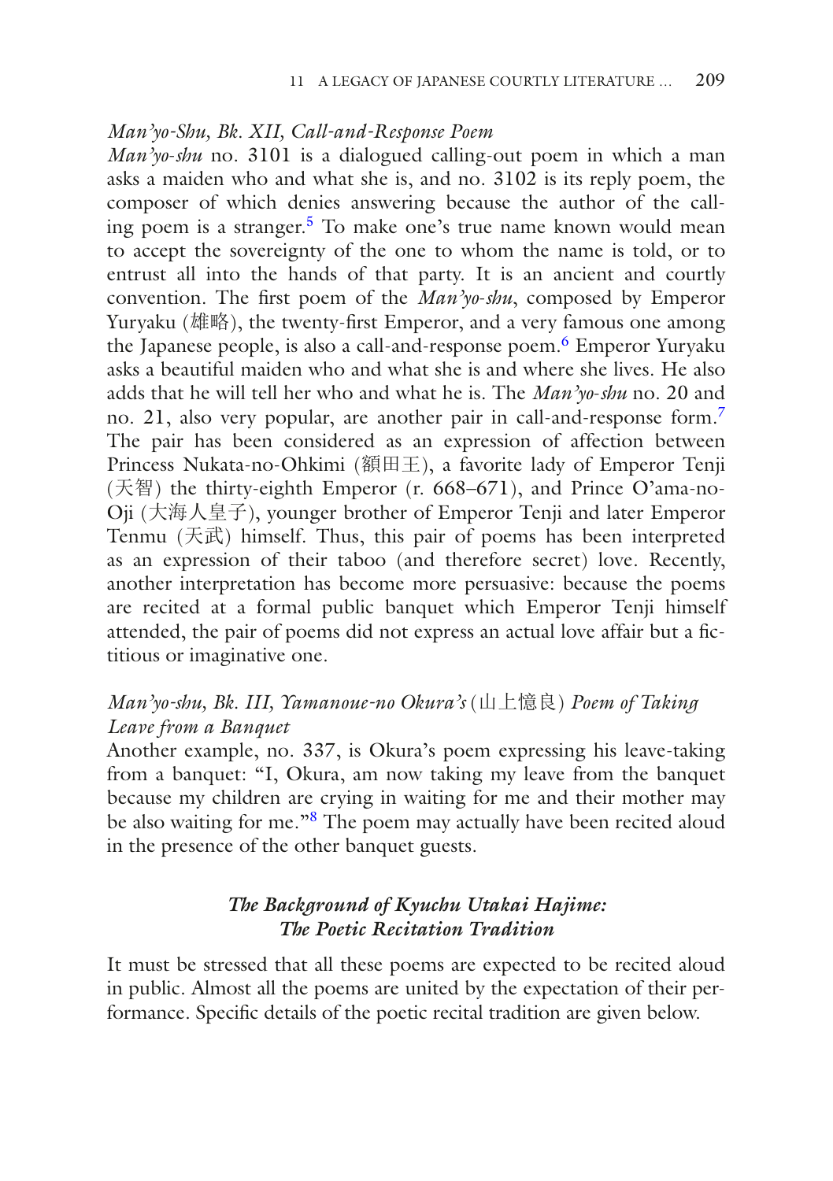*Man'yo-Shu, Bk. XII, Call-and-Response Poem*

*Man'yo-shu* no. 3101 is a dialogued calling-out poem in which a man asks a maiden who and what she is, and no. 3102 is its reply poem, the composer of which denies answering because the author of the calling poem is a stranger.[5] To make one's true name known would mean to accept the sovereignty of the one to whom the name is told, or to entrust all into the hands of that party. It is an ancient and courtly convention. The first poem of the *Man'yo-shu*, composed by Emperor Yuryaku (雄略), the twenty-first Emperor, and a very famous one among the Japanese people, is also a call-and-response poem.[6] Emperor Yuryaku asks a beautiful maiden who and what she is and where she lives. He also adds that he will tell her who and what he is. The *Man'yo-shu* no. 20 and no. 21, also very popular, are another pair in call-and-response form.[7] The pair has been considered as an expression of affection between Princess Nukata-no-Ohkimi (額田王), a favorite lady of Emperor Tenji (天智) the thirty-eighth Emperor (r. 668–671), and Prince O'ama-no-Oji (大海人皇子), younger brother of Emperor Tenji and later Emperor Tenmu (天武) himself. Thus, this pair of poems has been interpreted as an expression of their taboo (and therefore secret) love. Recently, another interpretation has become more persuasive: because the poems are recited at a formal public banquet which Emperor Tenji himself attended, the pair of poems did not express an actual love affair but a fictitious or imaginative one.

*Man'yo-shu, Bk. III, Yamanoue-no Okura's* (山上憶良) *Poem of Taking Leave from a Banquet*

Another example, no. 337, is Okura's poem expressing his leave-taking from a banquet: "I, Okura, am now taking my leave from the banquet because my children are crying in waiting for me and their mother may be also waiting for me."[8] The poem may actually have been recited aloud in the presence of the other banquet guests.

### *The Background of Kyuchu Utakai Hajime: The Poetic Recitation Tradition*

It must be stressed that all these poems are expected to be recited aloud in public. Almost all the poems are united by the expectation of their performance. Specific details of the poetic recital tradition are given below.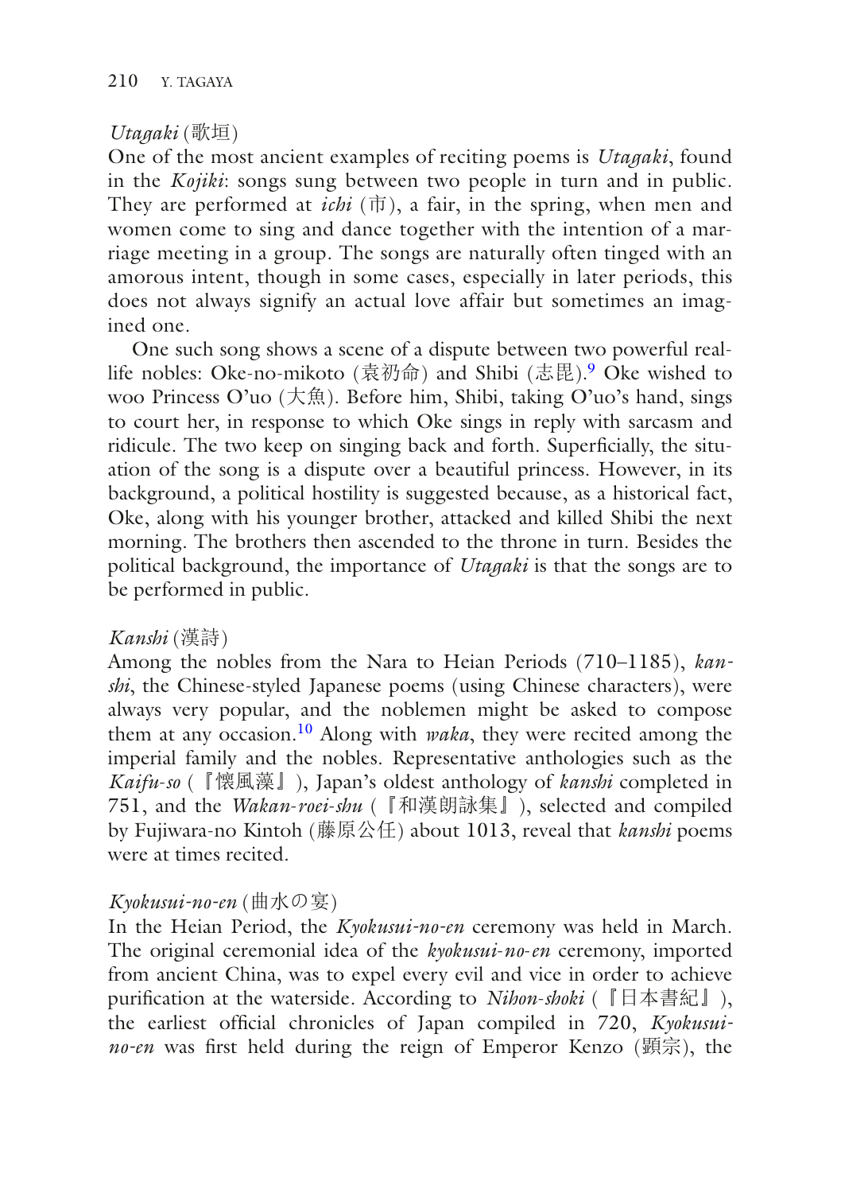*Utagaki* (歌垣)

One of the most ancient examples of reciting poems is *Utagaki*, found in the *Kojiki*: songs sung between two people in turn and in public. They are performed at *ichi* (市), a fair, in the spring, when men and women come to sing and dance together with the intention of a marriage meeting in a group. The songs are naturally often tinged with an amorous intent, though in some cases, especially in later periods, this does not always signify an actual love affair but sometimes an imagined one.

One such song shows a scene of a dispute between two powerful real-life nobles: Oke-no-mikoto (袁祁命) and Shibi (志毘).[9] Oke wished to woo Princess O'uo (大魚). Before him, Shibi, taking O'uo's hand, sings to court her, in response to which Oke sings in reply with sarcasm and ridicule. The two keep on singing back and forth. Superficially, the situation of the song is a dispute over a beautiful princess. However, in its background, a political hostility is suggested because, as a historical fact, Oke, along with his younger brother, attacked and killed Shibi the next morning. The brothers then ascended to the throne in turn. Besides the political background, the importance of *Utagaki* is that the songs are to be performed in public.

*Kanshi* (漢詩)

Among the nobles from the Nara to Heian Periods (710–1185), *kanshi*, the Chinese-styled Japanese poems (using Chinese characters), were always very popular, and the noblemen might be asked to compose them at any occasion.[10] Along with *waka*, they were recited among the imperial family and the nobles. Representative anthologies such as the *Kaifu-so* (『懐風藻』), Japan's oldest anthology of *kanshi* completed in 751, and the *Wakan-roei-shu* (『和漢朗詠集』), selected and compiled by Fujiwara-no Kintoh (藤原公任) about 1013, reveal that *kanshi* poems were at times recited.

*Kyokusui-no-en* (曲水の宴)

In the Heian Period, the *Kyokusui-no-en* ceremony was held in March. The original ceremonial idea of the *kyokusui-no-en* ceremony, imported from ancient China, was to expel every evil and vice in order to achieve purification at the waterside. According to *Nihon-shoki* (『日本書紀』), the earliest official chronicles of Japan compiled in 720, *Kyokusui-no-en* was first held during the reign of Emperor Kenzo (顕宗), the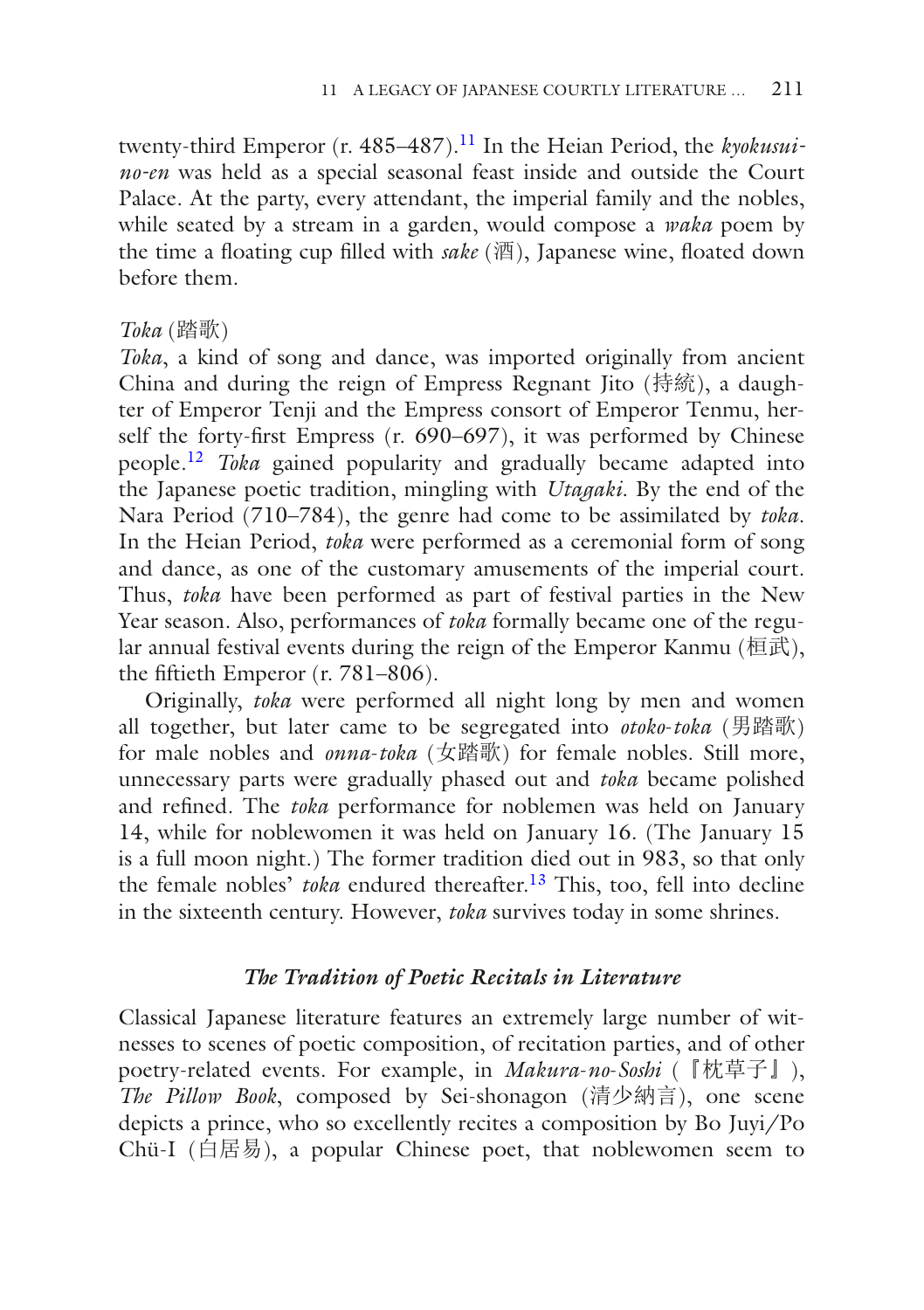twenty-third Emperor (r. 485–487).[11] In the Heian Period, the *kyokusui-no-en* was held as a special seasonal feast inside and outside the Court Palace. At the party, every attendant, the imperial family and the nobles, while seated by a stream in a garden, would compose a *waka* poem by the time a floating cup filled with *sake* (酒), Japanese wine, floated down before them.

*Toka* (踏歌)

*Toka*, a kind of song and dance, was imported originally from ancient China and during the reign of Empress Regnant Jito (持統), a daughter of Emperor Tenji and the Empress consort of Emperor Tenmu, herself the forty-first Empress (r. 690–697), it was performed by Chinese people.[12] *Toka* gained popularity and gradually became adapted into the Japanese poetic tradition, mingling with *Utagaki*. By the end of the Nara Period (710–784), the genre had come to be assimilated by *toka*. In the Heian Period, *toka* were performed as a ceremonial form of song and dance, as one of the customary amusements of the imperial court. Thus, *toka* have been performed as part of festival parties in the New Year season. Also, performances of *toka* formally became one of the regular annual festival events during the reign of the Emperor Kanmu (桓武), the fiftieth Emperor (r. 781–806).

Originally, *toka* were performed all night long by men and women all together, but later came to be segregated into *otoko-toka* (男踏歌) for male nobles and *onna-toka* (女踏歌) for female nobles. Still more, unnecessary parts were gradually phased out and *toka* became polished and refined. The *toka* performance for noblemen was held on January 14, while for noblewomen it was held on January 16. (The January 15 is a full moon night.) The former tradition died out in 983, so that only the female nobles' *toka* endured thereafter.[13] This, too, fell into decline in the sixteenth century. However, *toka* survives today in some shrines.

### *The Tradition of Poetic Recitals in Literature*

Classical Japanese literature features an extremely large number of witnesses to scenes of poetic composition, of recitation parties, and of other poetry-related events. For example, in *Makura-no-Soshi* (『枕草子』), *The Pillow Book*, composed by Sei-shonagon (清少納言), one scene depicts a prince, who so excellently recites a composition by Bo Juyi/Po Chü-I (白居易), a popular Chinese poet, that noblewomen seem to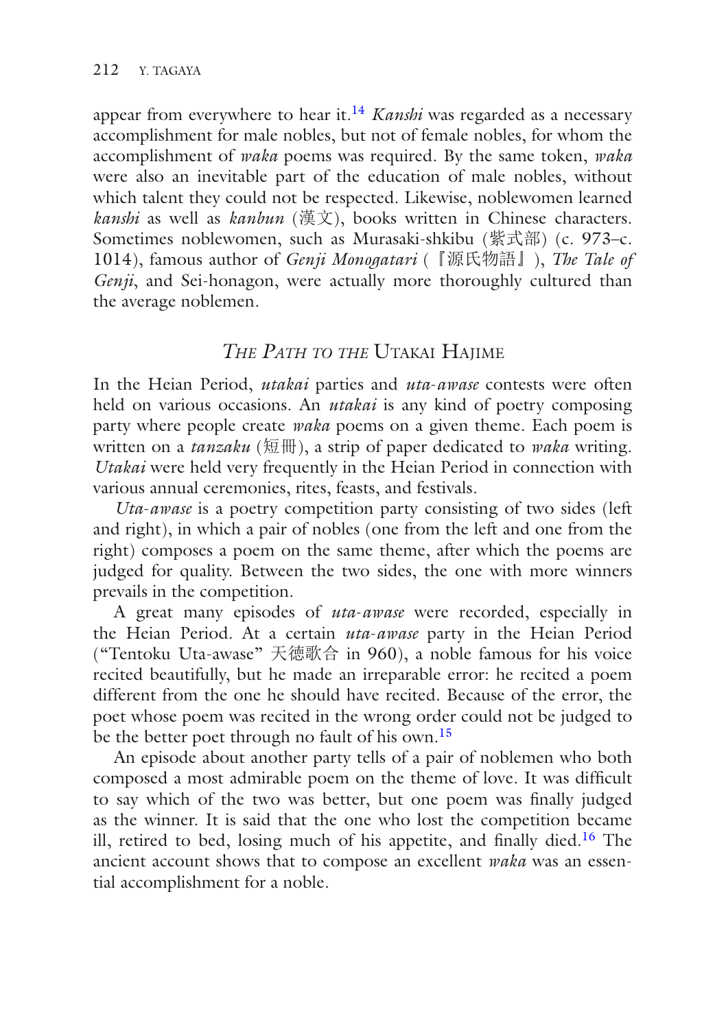appear from everywhere to hear it.[14] *Kanshi* was regarded as a necessary accomplishment for male nobles, but not of female nobles, for whom the accomplishment of *waka* poems was required. By the same token, *waka* were also an inevitable part of the education of male nobles, without which talent they could not be respected. Likewise, noblewomen learned *kanshi* as well as *kanbun* (漢文), books written in Chinese characters. Sometimes noblewomen, such as Murasaki-shkibu (紫式部) (c. 973–c. 1014), famous author of *Genji Monogatari* (『源氏物語』), *The Tale of Genji*, and Sei-honagon, were actually more thoroughly cultured than the average noblemen.

## *The Path to the* Utakai Hajime

In the Heian Period, *utakai* parties and *uta-awase* contests were often held on various occasions. An *utakai* is any kind of poetry composing party where people create *waka* poems on a given theme. Each poem is written on a *tanzaku* (短冊), a strip of paper dedicated to *waka* writing. *Utakai* were held very frequently in the Heian Period in connection with various annual ceremonies, rites, feasts, and festivals.

*Uta-awase* is a poetry competition party consisting of two sides (left and right), in which a pair of nobles (one from the left and one from the right) composes a poem on the same theme, after which the poems are judged for quality. Between the two sides, the one with more winners prevails in the competition.

A great many episodes of *uta-awase* were recorded, especially in the Heian Period. At a certain *uta-awase* party in the Heian Period ("Tentoku Uta-awase" 天徳歌合 in 960), a noble famous for his voice recited beautifully, but he made an irreparable error: he recited a poem different from the one he should have recited. Because of the error, the poet whose poem was recited in the wrong order could not be judged to be the better poet through no fault of his own.[15]

An episode about another party tells of a pair of noblemen who both composed a most admirable poem on the theme of love. It was difficult to say which of the two was better, but one poem was finally judged as the winner. It is said that the one who lost the competition became ill, retired to bed, losing much of his appetite, and finally died.[16] The ancient account shows that to compose an excellent *waka* was an essential accomplishment for a noble.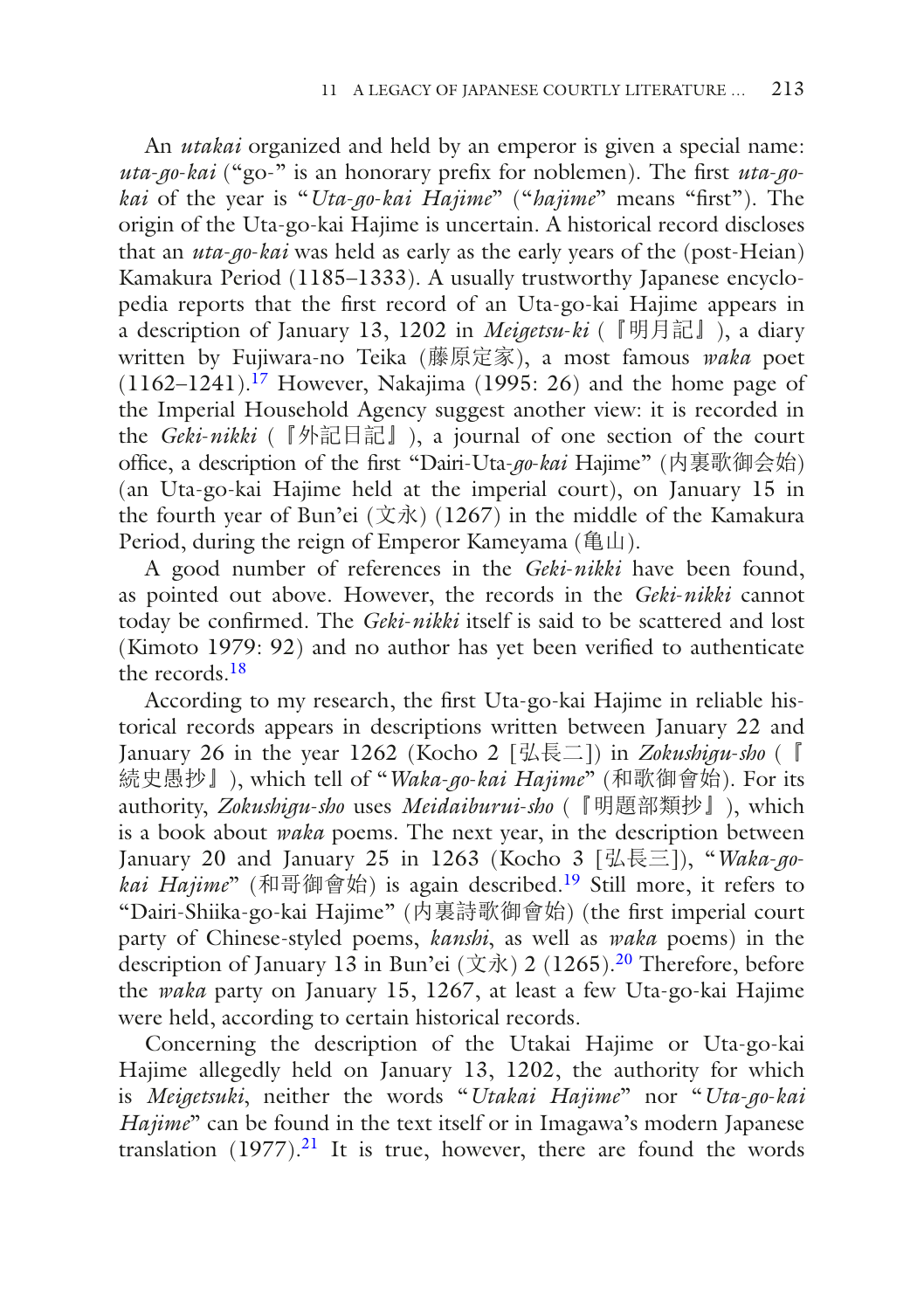An *utakai* organized and held by an emperor is given a special name: *uta-go-kai* ("go-" is an honorary prefix for noblemen). The first *uta-go-kai* of the year is "*Uta-go-kai Hajime*" ("*hajime*" means "first"). The origin of the Uta-go-kai Hajime is uncertain. A historical record discloses that an *uta-go-kai* was held as early as the early years of the (post-Heian) Kamakura Period (1185–1333). A usually trustworthy Japanese encyclopedia reports that the first record of an Uta-go-kai Hajime appears in a description of January 13, 1202 in *Meigetsu-ki* (『明月記』), a diary written by Fujiwara-no Teika (藤原定家), a most famous *waka* poet (1162–1241).[17] However, Nakajima (1995: 26) and the home page of the Imperial Household Agency suggest another view: it is recorded in the *Geki-nikki* (『外記日記』), a journal of one section of the court office, a description of the first "Dairi-Uta-*go-kai* Hajime" (内裏歌御会始) (an Uta-go-kai Hajime held at the imperial court), on January 15 in the fourth year of Bun'ei (文永) (1267) in the middle of the Kamakura Period, during the reign of Emperor Kameyama (亀山).

A good number of references in the *Geki-nikki* have been found, as pointed out above. However, the records in the *Geki-nikki* cannot today be confirmed. The *Geki-nikki* itself is said to be scattered and lost (Kimoto 1979: 92) and no author has yet been verified to authenticate the records.[18]

According to my research, the first Uta-go-kai Hajime in reliable historical records appears in descriptions written between January 22 and January 26 in the year 1262 (Kocho 2 [弘長二]) in *Zokushigu-sho* (『続史愚抄』), which tell of "*Waka-go-kai Hajime*" (和歌御會始). For its authority, *Zokushigu-sho* uses *Meidaiburui-sho* (『明題部類抄』), which is a book about *waka* poems. The next year, in the description between January 20 and January 25 in 1263 (Kocho 3 [弘長三]), "*Waka-go-kai Hajime*" (和哥御會始) is again described.[19] Still more, it refers to "Dairi-Shiika-go-kai Hajime" (内裏詩歌御會始) (the first imperial court party of Chinese-styled poems, *kanshi*, as well as *waka* poems) in the description of January 13 in Bun'ei (文永) 2 (1265).[20] Therefore, before the *waka* party on January 15, 1267, at least a few Uta-go-kai Hajime were held, according to certain historical records.

Concerning the description of the Utakai Hajime or Uta-go-kai Hajime allegedly held on January 13, 1202, the authority for which is *Meigetsuki*, neither the words "*Utakai Hajime*" nor "*Uta-go-kai Hajime*" can be found in the text itself or in Imagawa's modern Japanese translation (1977).[21] It is true, however, there are found the words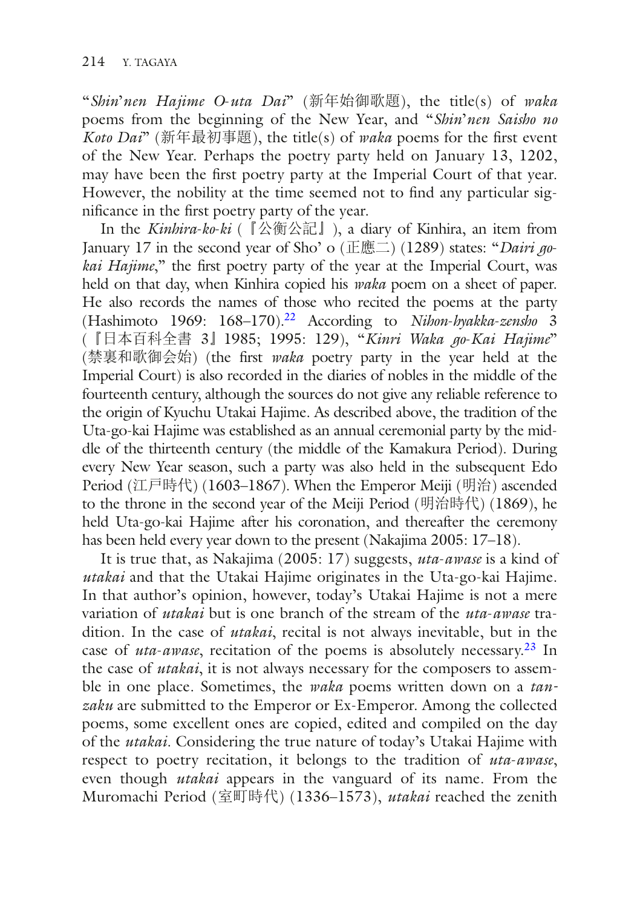"*Shin'nen Hajime O-uta Dai*" (新年始御歌題), the title(s) of *waka* poems from the beginning of the New Year, and "*Shin'nen Saisho no Koto Dai*" (新年最初事題), the title(s) of *waka* poems for the first event of the New Year. Perhaps the poetry party held on January 13, 1202, may have been the first poetry party at the Imperial Court of that year. However, the nobility at the time seemed not to find any particular significance in the first poetry party of the year.

In the *Kinhira-ko-ki* (『公衡公記』), a diary of Kinhira, an item from January 17 in the second year of Sho' o (正應二) (1289) states: "*Dairi go-kai Hajime*," the first poetry party of the year at the Imperial Court, was held on that day, when Kinhira copied his *waka* poem on a sheet of paper. He also records the names of those who recited the poems at the party (Hashimoto 1969: 168–170).[22] According to *Nihon-hyakka-zensho* 3 (『日本百科全書 3』1985; 1995: 129), "*Kinri Waka go-Kai Hajime*" (禁裏和歌御会始) (the first *waka* poetry party in the year held at the Imperial Court) is also recorded in the diaries of nobles in the middle of the fourteenth century, although the sources do not give any reliable reference to the origin of Kyuchu Utakai Hajime. As described above, the tradition of the Uta-go-kai Hajime was established as an annual ceremonial party by the middle of the thirteenth century (the middle of the Kamakura Period). During every New Year season, such a party was also held in the subsequent Edo Period (江戸時代) (1603–1867). When the Emperor Meiji (明治) ascended to the throne in the second year of the Meiji Period (明治時代) (1869), he held Uta-go-kai Hajime after his coronation, and thereafter the ceremony has been held every year down to the present (Nakajima 2005: 17–18).

It is true that, as Nakajima (2005: 17) suggests, *uta-awase* is a kind of *utakai* and that the Utakai Hajime originates in the Uta-go-kai Hajime. In that author's opinion, however, today's Utakai Hajime is not a mere variation of *utakai* but is one branch of the stream of the *uta-awase* tradition. In the case of *utakai*, recital is not always inevitable, but in the case of *uta-awase*, recitation of the poems is absolutely necessary.[23] In the case of *utakai*, it is not always necessary for the composers to assemble in one place. Sometimes, the *waka* poems written down on a *tanzaku* are submitted to the Emperor or Ex-Emperor. Among the collected poems, some excellent ones are copied, edited and compiled on the day of the *utakai*. Considering the true nature of today's Utakai Hajime with respect to poetry recitation, it belongs to the tradition of *uta-awase*, even though *utakai* appears in the vanguard of its name. From the Muromachi Period (室町時代) (1336–1573), *utakai* reached the zenith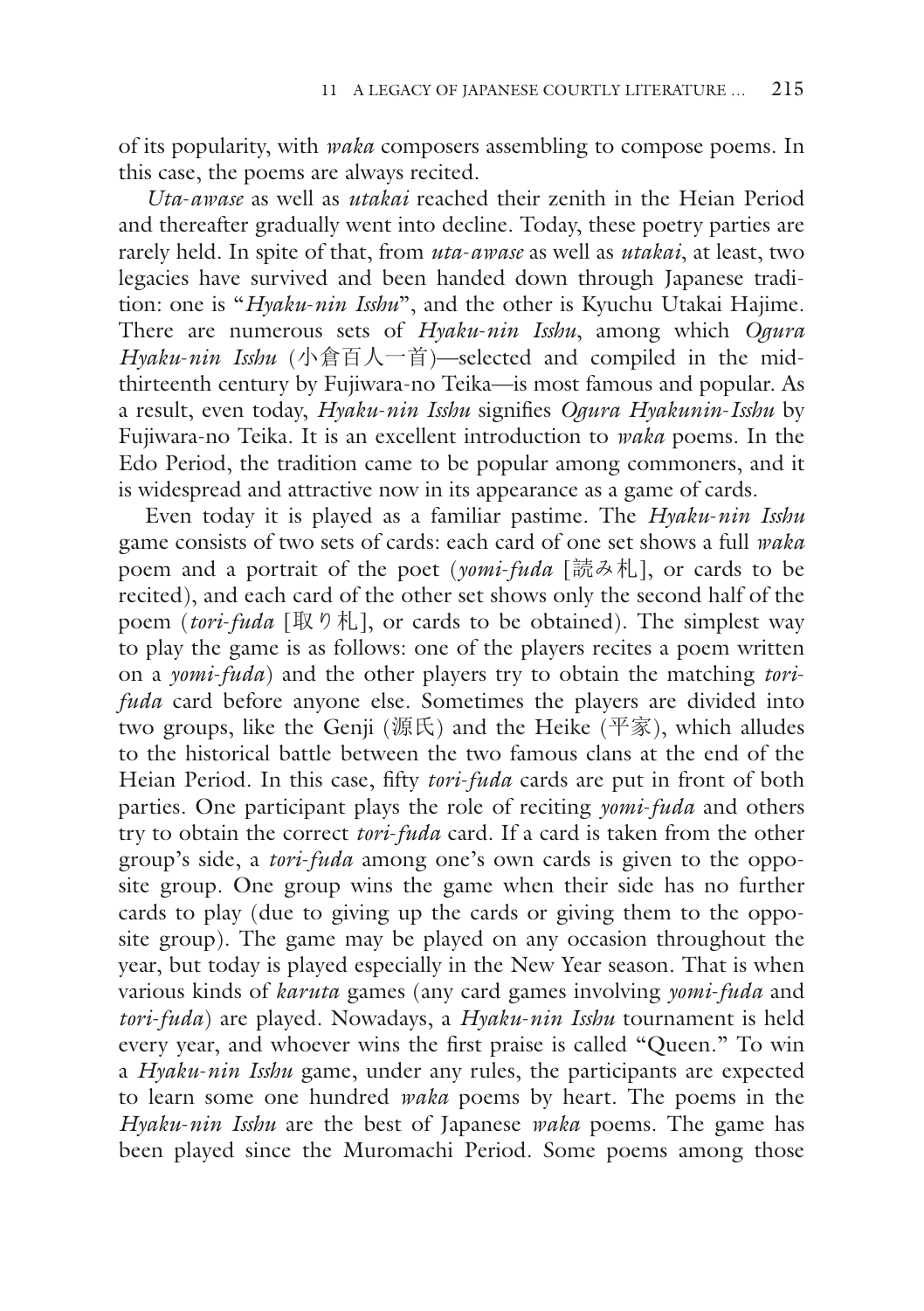of its popularity, with *waka* composers assembling to compose poems. In this case, the poems are always recited.

*Uta-awase* as well as *utakai* reached their zenith in the Heian Period and thereafter gradually went into decline. Today, these poetry parties are rarely held. In spite of that, from *uta-awase* as well as *utakai*, at least, two legacies have survived and been handed down through Japanese tradition: one is "*Hyaku-nin Isshu*", and the other is Kyuchu Utakai Hajime. There are numerous sets of *Hyaku-nin Isshu*, among which *Ogura Hyaku-nin Isshu* (小倉百人一首)—selected and compiled in the mid-thirteenth century by Fujiwara-no Teika—is most famous and popular. As a result, even today, *Hyaku-nin Isshu* signifies *Ogura Hyakunin-Isshu* by Fujiwara-no Teika. It is an excellent introduction to *waka* poems. In the Edo Period, the tradition came to be popular among commoners, and it is widespread and attractive now in its appearance as a game of cards.

Even today it is played as a familiar pastime. The *Hyaku-nin Isshu* game consists of two sets of cards: each card of one set shows a full *waka* poem and a portrait of the poet (*yomi-fuda* [読み札], or cards to be recited), and each card of the other set shows only the second half of the poem (*tori-fuda* [取り札], or cards to be obtained). The simplest way to play the game is as follows: one of the players recites a poem written on a *yomi-fuda*) and the other players try to obtain the matching *tori-fuda* card before anyone else. Sometimes the players are divided into two groups, like the Genji (源氏) and the Heike (平家), which alludes to the historical battle between the two famous clans at the end of the Heian Period. In this case, fifty *tori-fuda* cards are put in front of both parties. One participant plays the role of reciting *yomi-fuda* and others try to obtain the correct *tori-fuda* card. If a card is taken from the other group's side, a *tori-fuda* among one's own cards is given to the opposite group. One group wins the game when their side has no further cards to play (due to giving up the cards or giving them to the opposite group). The game may be played on any occasion throughout the year, but today is played especially in the New Year season. That is when various kinds of *karuta* games (any card games involving *yomi-fuda* and *tori-fuda*) are played. Nowadays, a *Hyaku-nin Isshu* tournament is held every year, and whoever wins the first praise is called "Queen." To win a *Hyaku-nin Isshu* game, under any rules, the participants are expected to learn some one hundred *waka* poems by heart. The poems in the *Hyaku-nin Isshu* are the best of Japanese *waka* poems. The game has been played since the Muromachi Period. Some poems among those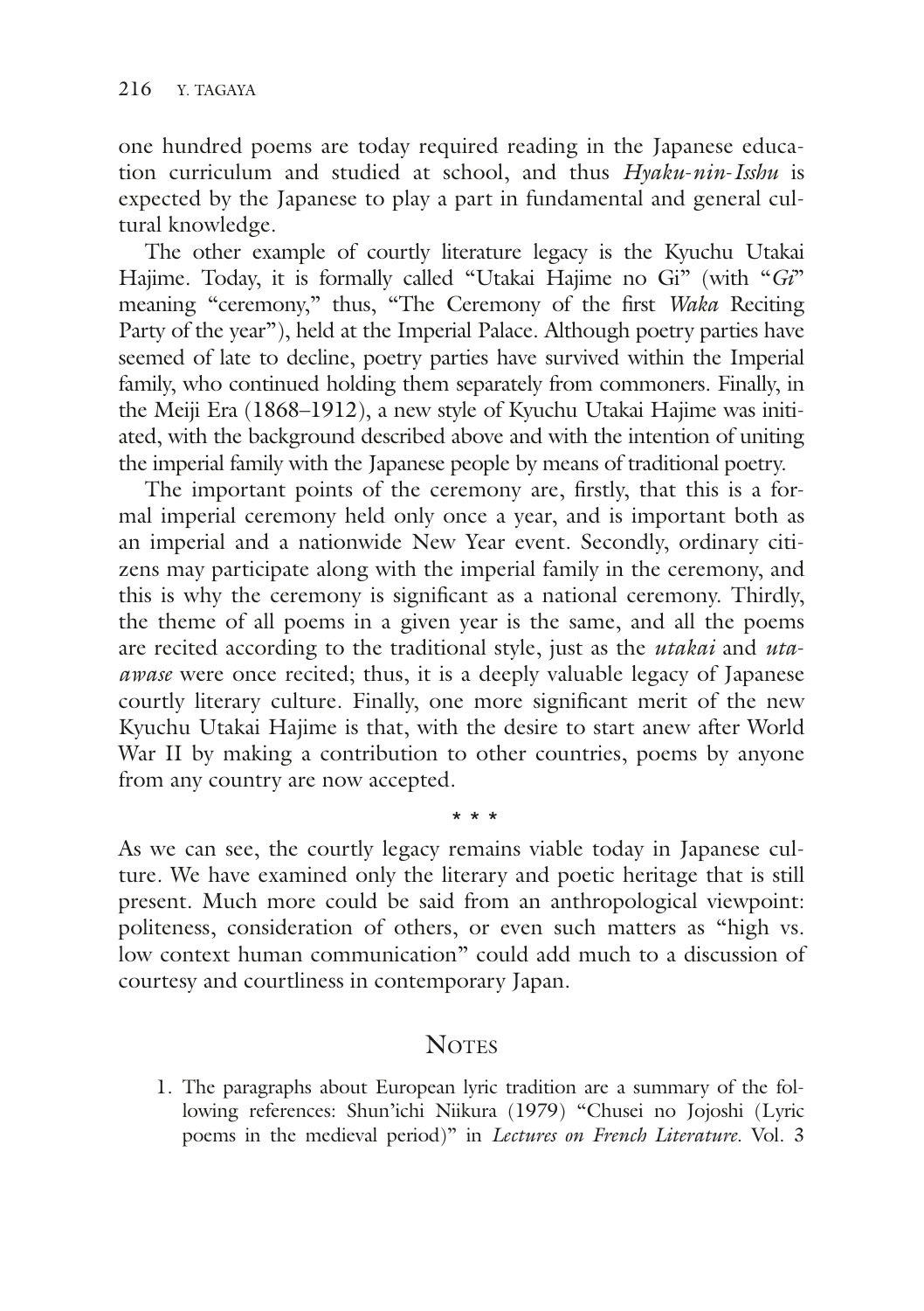one hundred poems are today required reading in the Japanese education curriculum and studied at school, and thus *Hyaku-nin-Isshu* is expected by the Japanese to play a part in fundamental and general cultural knowledge.

The other example of courtly literature legacy is the Kyuchu Utakai Hajime. Today, it is formally called "Utakai Hajime no Gi" (with "*Gi*" meaning "ceremony," thus, "The Ceremony of the first *Waka* Reciting Party of the year"), held at the Imperial Palace. Although poetry parties have seemed of late to decline, poetry parties have survived within the Imperial family, who continued holding them separately from commoners. Finally, in the Meiji Era (1868–1912), a new style of Kyuchu Utakai Hajime was initiated, with the background described above and with the intention of uniting the imperial family with the Japanese people by means of traditional poetry.

The important points of the ceremony are, firstly, that this is a formal imperial ceremony held only once a year, and is important both as an imperial and a nationwide New Year event. Secondly, ordinary citizens may participate along with the imperial family in the ceremony, and this is why the ceremony is significant as a national ceremony. Thirdly, the theme of all poems in a given year is the same, and all the poems are recited according to the traditional style, just as the *utakai* and *uta-awase* were once recited; thus, it is a deeply valuable legacy of Japanese courtly literary culture. Finally, one more significant merit of the new Kyuchu Utakai Hajime is that, with the desire to start anew after World War II by making a contribution to other countries, poems by anyone from any country are now accepted.

\* \* \*

As we can see, the courtly legacy remains viable today in Japanese culture. We have examined only the literary and poetic heritage that is still present. Much more could be said from an anthropological viewpoint: politeness, consideration of others, or even such matters as "high vs. low context human communication" could add much to a discussion of courtesy and courtliness in contemporary Japan.

## Notes

1. The paragraphs about European lyric tradition are a summary of the following references: Shun'ichi Niikura (1979) "Chusei no Jojoshi (Lyric poems in the medieval period)" in *Lectures on French Literature.* Vol. 3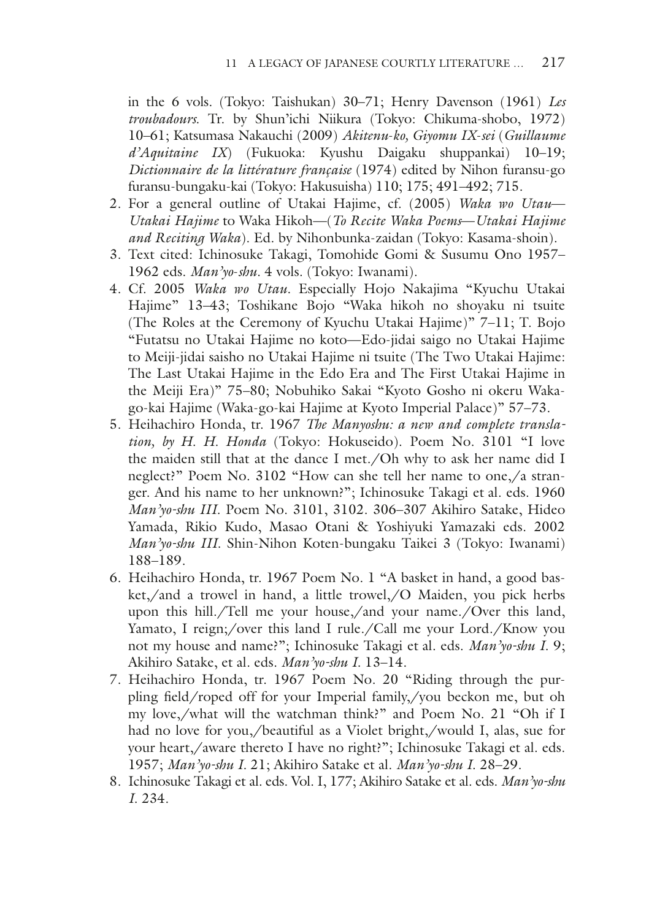in the 6 vols. (Tokyo: Taishukan) 30–71; Henry Davenson (1961) *Les troubadours*. Tr. by Shun'ichi Niikura (Tokyo: Chikuma-shobo, 1972) 10–61; Katsumasa Nakauchi (2009) *Akitenu-ko, Giyomu IX-sei* (*Guillaume d'Aquitaine IX*) (Fukuoka: Kyushu Daigaku shuppankai) 10–19; *Dictionnaire de la littérature française* (1974) edited by Nihon furansu-go furansu-bungaku-kai (Tokyo: Hakusuisha) 110; 175; 491–492; 715.

2. For a general outline of Utakai Hajime, cf. (2005) *Waka wo Utau—Utakai Hajime* to Waka Hikoh—(*To Recite Waka Poems—Utakai Hajime and Reciting Waka*). Ed. by Nihonbunka-zaidan (Tokyo: Kasama-shoin).
3. Text cited: Ichinosuke Takagi, Tomohide Gomi & Susumu Ono 1957–1962 eds. *Man'yo-shu*. 4 vols. (Tokyo: Iwanami).
4. Cf. 2005 *Waka wo Utau*. Especially Hojo Nakajima "Kyuchu Utakai Hajime" 13–43; Toshikane Bojo "Waka hikoh no shoyaku ni tsuite (The Roles at the Ceremony of Kyuchu Utakai Hajime)" 7–11; T. Bojo "Futatsu no Utakai Hajime no koto—Edo-jidai saigo no Utakai Hajime to Meiji-jidai saisho no Utakai Hajime ni tsuite (The Two Utakai Hajime: The Last Utakai Hajime in the Edo Era and The First Utakai Hajime in the Meiji Era)" 75–80; Nobuhiko Sakai "Kyoto Gosho ni okeru Waka-go-kai Hajime (Waka-go-kai Hajime at Kyoto Imperial Palace)" 57–73.
5. Heihachiro Honda, tr. 1967 *The Manyoshu: a new and complete translation, by H. H. Honda* (Tokyo: Hokuseido). Poem No. 3101 "I love the maiden still that at the dance I met./Oh why to ask her name did I neglect?" Poem No. 3102 "How can she tell her name to one,/a stranger. And his name to her unknown?"; Ichinosuke Takagi et al. eds. 1960 *Man'yo-shu III*. Poem No. 3101, 3102. 306–307 Akihiro Satake, Hideo Yamada, Rikio Kudo, Masao Otani & Yoshiyuki Yamazaki eds. 2002 *Man'yo-shu III*. Shin-Nihon Koten-bungaku Taikei 3 (Tokyo: Iwanami) 188–189.
6. Heihachiro Honda, tr. 1967 Poem No. 1 "A basket in hand, a good basket,/and a trowel in hand, a little trowel,/O Maiden, you pick herbs upon this hill./Tell me your house,/and your name./Over this land, Yamato, I reign;/over this land I rule./Call me your Lord./Know you not my house and name?"; Ichinosuke Takagi et al. eds. *Man'yo-shu I*. 9; Akihiro Satake, et al. eds. *Man'yo-shu I*. 13–14.
7. Heihachiro Honda, tr. 1967 Poem No. 20 "Riding through the purpling field/roped off for your Imperial family,/you beckon me, but oh my love,/what will the watchman think?" and Poem No. 21 "Oh if I had no love for you,/beautiful as a Violet bright,/would I, alas, sue for your heart,/aware thereto I have no right?"; Ichinosuke Takagi et al. eds. 1957; *Man'yo-shu I*. 21; Akihiro Satake et al. *Man'yo-shu I*. 28–29.
8. Ichinosuke Takagi et al. eds. Vol. I, 177; Akihiro Satake et al. eds. *Man'yo-shu I*. 234.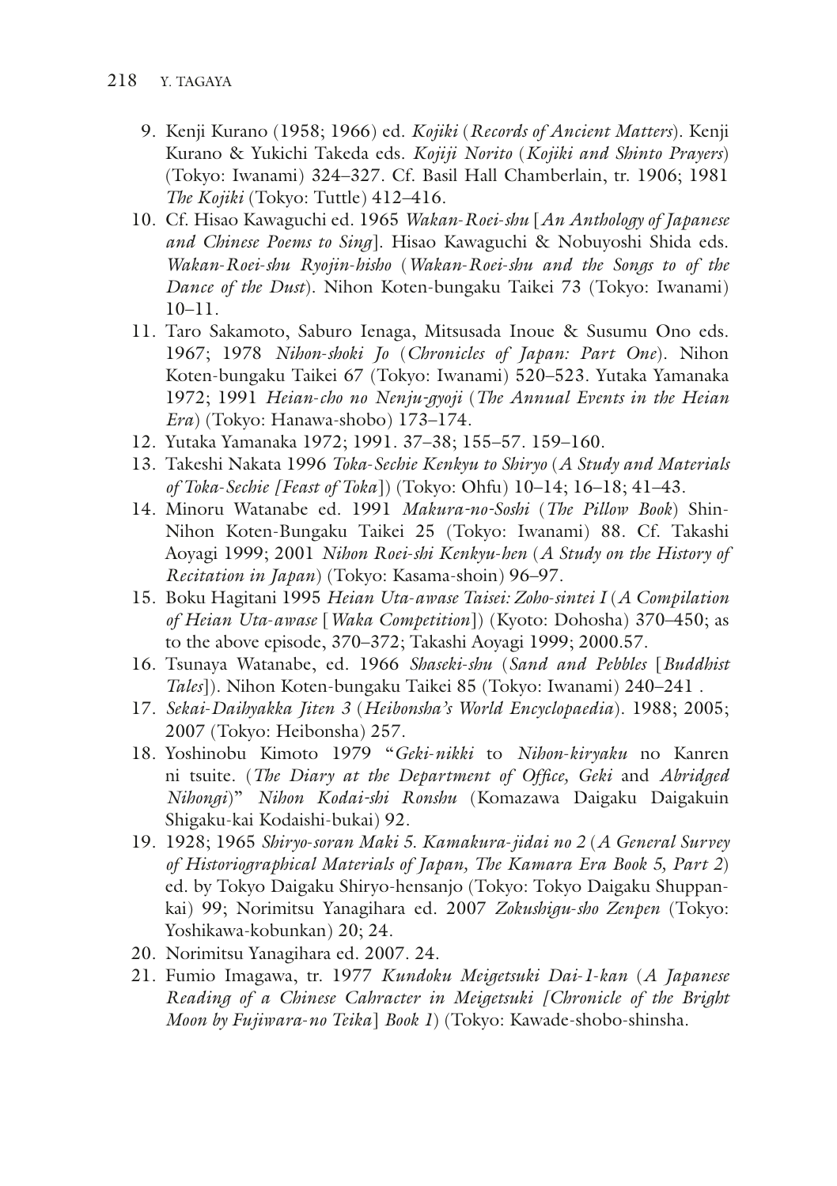9. Kenji Kurano (1958; 1966) ed. *Kojiki* (*Records of Ancient Matters*). Kenji Kurano & Yukichi Takeda eds. *Kojiji Norito* (*Kojiki and Shinto Prayers*) (Tokyo: Iwanami) 324–327. Cf. Basil Hall Chamberlain, tr. 1906; 1981 *The Kojiki* (Tokyo: Tuttle) 412–416.
10. Cf. Hisao Kawaguchi ed. 1965 *Wakan-Roei-shu* [*An Anthology of Japanese and Chinese Poems to Sing*]. Hisao Kawaguchi & Nobuyoshi Shida eds. *Wakan-Roei-shu Ryojin-hisho* (*Wakan-Roei-shu and the Songs to of the Dance of the Dust*). Nihon Koten-bungaku Taikei 73 (Tokyo: Iwanami) 10–11.
11. Taro Sakamoto, Saburo Ienaga, Mitsusada Inoue & Susumu Ono eds. 1967; 1978 *Nihon-shoki Jo* (*Chronicles of Japan: Part One*). Nihon Koten-bungaku Taikei 67 (Tokyo: Iwanami) 520–523. Yutaka Yamanaka 1972; 1991 *Heian-cho no Nenju-gyoji* (*The Annual Events in the Heian Era*) (Tokyo: Hanawa-shobo) 173–174.
12. Yutaka Yamanaka 1972; 1991. 37–38; 155–57. 159–160.
13. Takeshi Nakata 1996 *Toka-Sechie Kenkyu to Shiryo* (*A Study and Materials of Toka-Sechie [Feast of Toka]*) (Tokyo: Ohfu) 10–14; 16–18; 41–43.
14. Minoru Watanabe ed. 1991 *Makura-no-Soshi* (*The Pillow Book*) Shin-Nihon Koten-Bungaku Taikei 25 (Tokyo: Iwanami) 88. Cf. Takashi Aoyagi 1999; 2001 *Nihon Roei-shi Kenkyu-hen* (*A Study on the History of Recitation in Japan*) (Tokyo: Kasama-shoin) 96–97.
15. Boku Hagitani 1995 *Heian Uta-awase Taisei: Zoho-sintei I* (*A Compilation of Heian Uta-awase* [*Waka Competition*]) (Kyoto: Dohosha) 370–450; as to the above episode, 370–372; Takashi Aoyagi 1999; 2000.57.
16. Tsunaya Watanabe, ed. 1966 *Shaseki-shu* (*Sand and Pebbles* [*Buddhist Tales*]). Nihon Koten-bungaku Taikei 85 (Tokyo: Iwanami) 240–241 .
17. *Sekai-Daihyakka Jiten 3* (*Heibonsha's World Encyclopaedia*). 1988; 2005; 2007 (Tokyo: Heibonsha) 257.
18. Yoshinobu Kimoto 1979 "*Geki-nikki* to *Nihon-kiryaku* no Kanren ni tsuite. (*The Diary at the Department of Office, Geki* and *Abridged Nihongi*)" *Nihon Kodai-shi Ronshu* (Komazawa Daigaku Daigakuin Shigaku-kai Kodaishi-bukai) 92.
19. 1928; 1965 *Shiryo-soran Maki 5. Kamakura-jidai no 2* (*A General Survey of Historiographical Materials of Japan, The Kamara Era Book 5, Part 2*) ed. by Tokyo Daigaku Shiryo-hensanjo (Tokyo: Tokyo Daigaku Shuppan-kai) 99; Norimitsu Yanagihara ed. 2007 *Zokushigu-sho Zenpen* (Tokyo: Yoshikawa-kobunkan) 20; 24.
20. Norimitsu Yanagihara ed. 2007. 24.
21. Fumio Imagawa, tr. 1977 *Kundoku Meigetsuki Dai-1-kan* (*A Japanese Reading of a Chinese Cahracter in Meigetsuki [Chronicle of the Bright Moon by Fujiwara-no Teika] Book 1*) (Tokyo: Kawade-shobo-shinsha.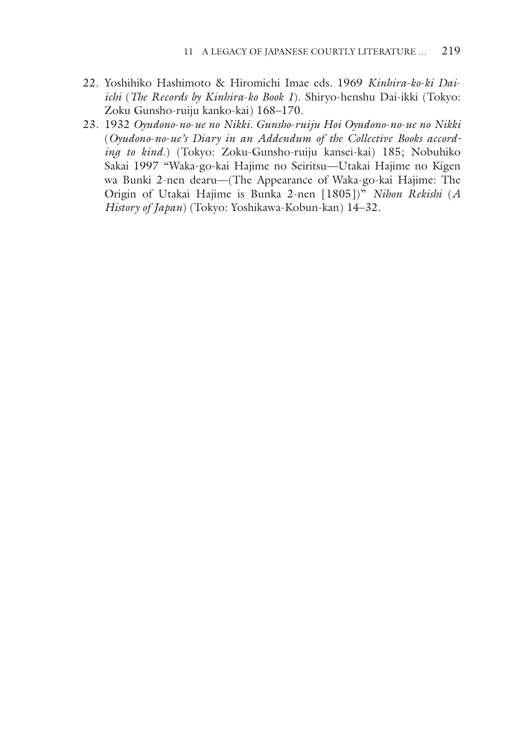22. Yoshihiko Hashimoto & Hiromichi Imae eds. 1969 *Kinhira-ko-ki Dai-ichi* (*The Records by Kinhira-ko Book 1*). Shiryo-henshu Dai-ikki (Tokyo: Zoku Gunsho-ruiju kanko-kai) 168–170.
23. 1932 *Oyudono-no-ue no Nikki. Gunsho-ruiju Hoi Oyudono-no-ue no Nikki* (*Oyudono-no-ue's Diary in an Addendum of the Collective Books according to kind.*) (Tokyo: Zoku-Gunsho-ruiju kansei-kai) 185; Nobuhiko Sakai 1997 "Waka-go-kai Hajime no Seiritsu—Utakai Hajime no Kigen wa Bunki 2-nen dearu—(The Appearance of Waka-go-kai Hajime: The Origin of Utakai Hajime is Bunka 2-nen [1805])" *Nihon Rekishi* (*A History of Japan*) (Tokyo: Yoshikawa-Kobun-kan) 14–32.